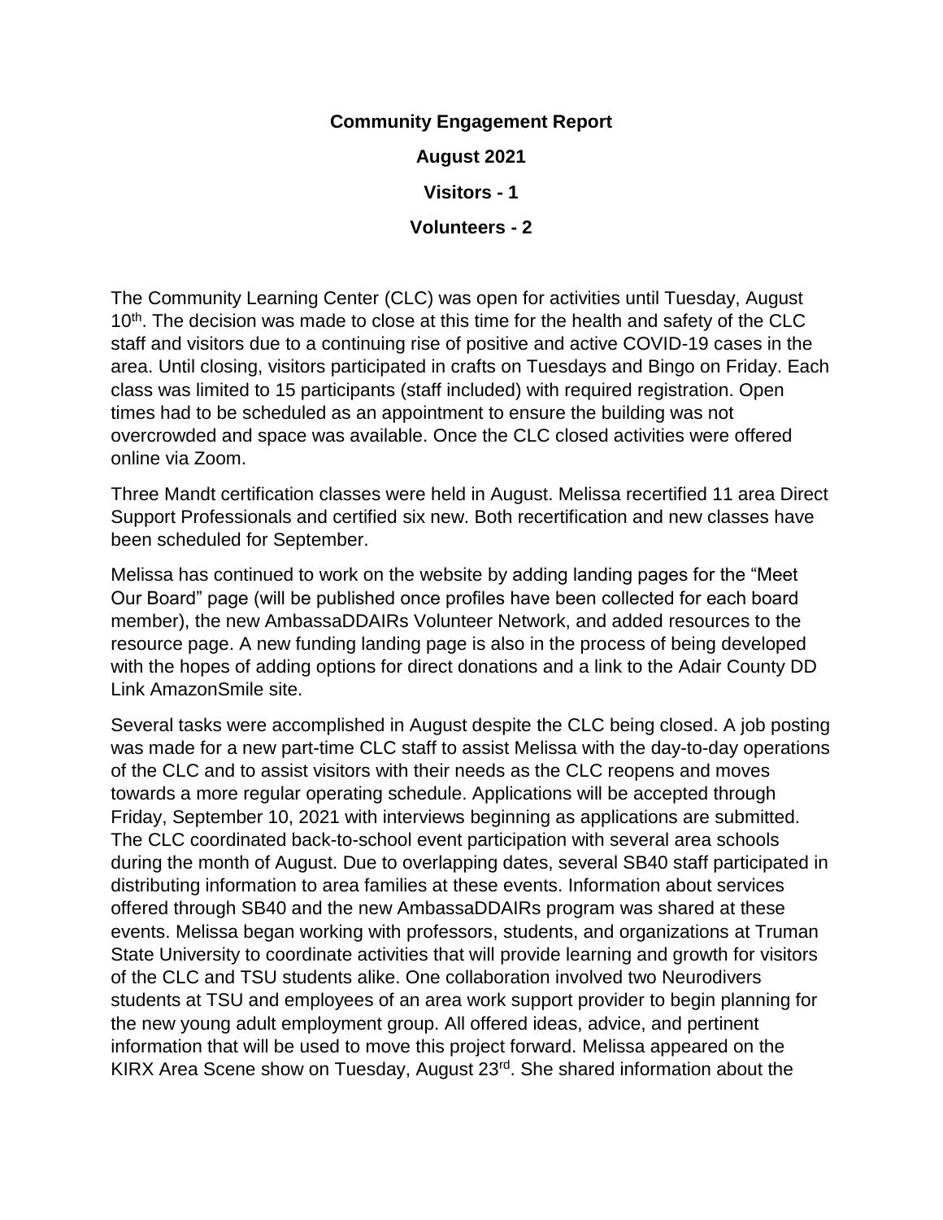**Community Engagement Report**

**August 2021**

**Visitors - 1**

**Volunteers - 2**

The Community Learning Center (CLC) was open for activities until Tuesday, August 10th. The decision was made to close at this time for the health and safety of the CLC staff and visitors due to a continuing rise of positive and active COVID-19 cases in the area. Until closing, visitors participated in crafts on Tuesdays and Bingo on Friday. Each class was limited to 15 participants (staff included) with required registration. Open times had to be scheduled as an appointment to ensure the building was not overcrowded and space was available. Once the CLC closed activities were offered online via Zoom.

Three Mandt certification classes were held in August. Melissa recertified 11 area Direct Support Professionals and certified six new. Both recertification and new classes have been scheduled for September.

Melissa has continued to work on the website by adding landing pages for the "Meet Our Board" page (will be published once profiles have been collected for each board member), the new AmbassaDDAIRs Volunteer Network, and added resources to the resource page. A new funding landing page is also in the process of being developed with the hopes of adding options for direct donations and a link to the Adair County DD Link AmazonSmile site.

Several tasks were accomplished in August despite the CLC being closed. A job posting was made for a new part-time CLC staff to assist Melissa with the day-to-day operations of the CLC and to assist visitors with their needs as the CLC reopens and moves towards a more regular operating schedule. Applications will be accepted through Friday, September 10, 2021 with interviews beginning as applications are submitted. The CLC coordinated back-to-school event participation with several area schools during the month of August. Due to overlapping dates, several SB40 staff participated in distributing information to area families at these events. Information about services offered through SB40 and the new AmbassaDDAIRs program was shared at these events. Melissa began working with professors, students, and organizations at Truman State University to coordinate activities that will provide learning and growth for visitors of the CLC and TSU students alike. One collaboration involved two Neurodivers students at TSU and employees of an area work support provider to begin planning for the new young adult employment group. All offered ideas, advice, and pertinent information that will be used to move this project forward. Melissa appeared on the KIRX Area Scene show on Tuesday, August 23rd. She shared information about the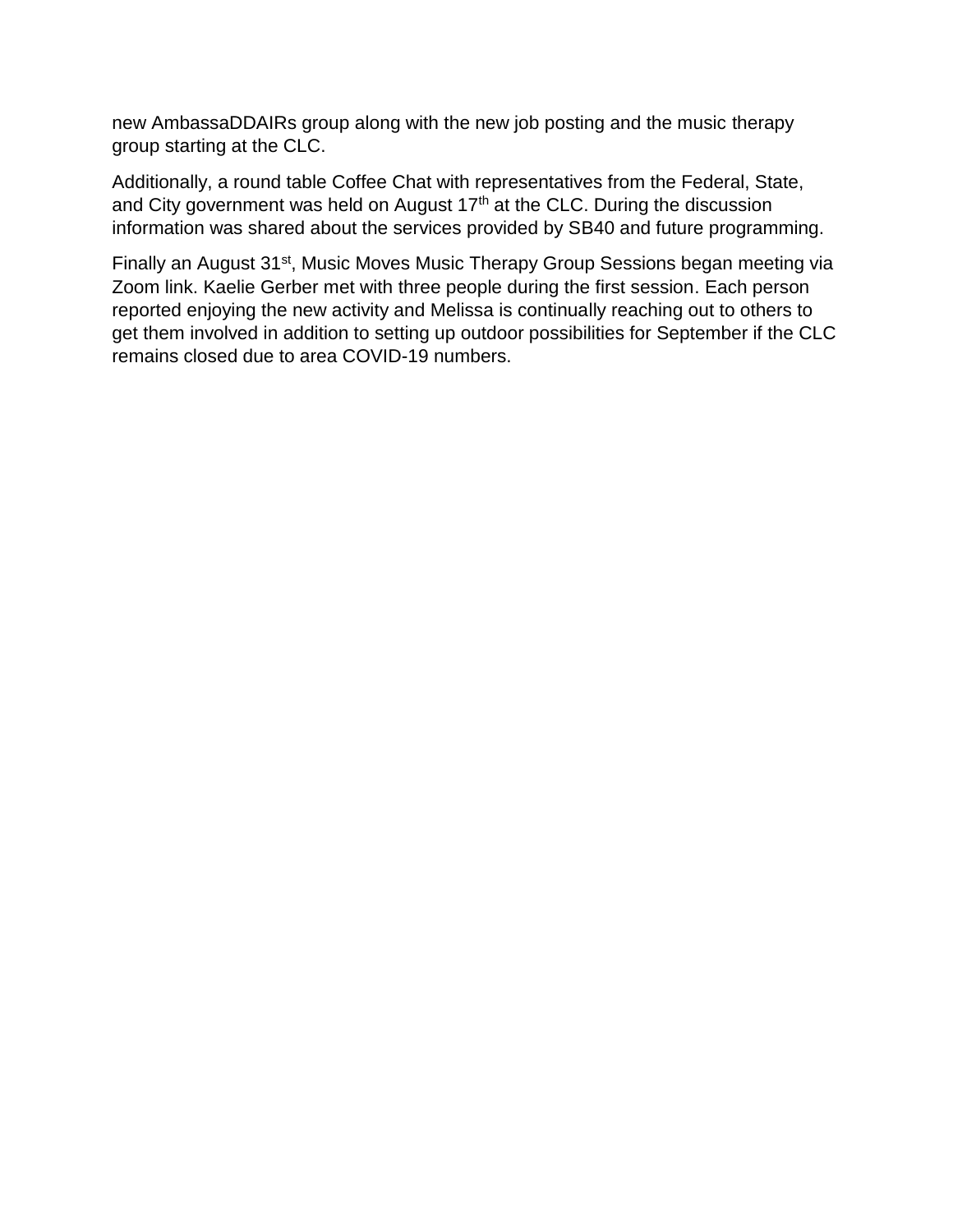new AmbassaDDAIRs group along with the new job posting and the music therapy group starting at the CLC.

Additionally, a round table Coffee Chat with representatives from the Federal, State, and City government was held on August 17th at the CLC. During the discussion information was shared about the services provided by SB40 and future programming.

Finally an August 31st, Music Moves Music Therapy Group Sessions began meeting via Zoom link. Kaelie Gerber met with three people during the first session. Each person reported enjoying the new activity and Melissa is continually reaching out to others to get them involved in addition to setting up outdoor possibilities for September if the CLC remains closed due to area COVID-19 numbers.